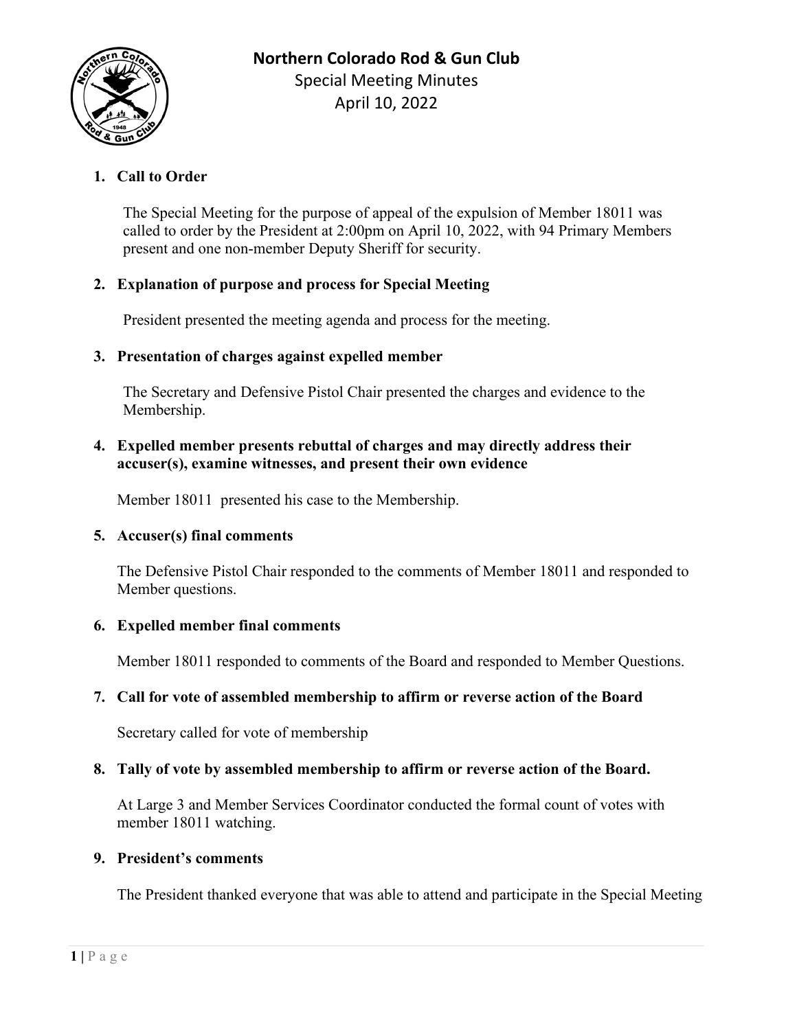# Northern Colorado Rod & Gun Club

Special Meeting Minutes

April 10, 2022

1. **Call to Order**

   The Special Meeting for the purpose of appeal of the expulsion of Member 18011 was called to order by the President at 2:00pm on April 10, 2022, with 94 Primary Members present and one non-member Deputy Sheriff for security.

2. **Explanation of purpose and process for Special Meeting**

   President presented the meeting agenda and process for the meeting.

3. **Presentation of charges against expelled member**

   The Secretary and Defensive Pistol Chair presented the charges and evidence to the Membership.

4. **Expelled member presents rebuttal of charges and may directly address their accuser(s), examine witnesses, and present their own evidence**

   Member 18011 presented his case to the Membership.

5. **Accuser(s) final comments**

   The Defensive Pistol Chair responded to the comments of Member 18011 and responded to Member questions.

6. **Expelled member final comments**

   Member 18011 responded to comments of the Board and responded to Member Questions.

7. **Call for vote of assembled membership to affirm or reverse action of the Board**

   Secretary called for vote of membership

8. **Tally of vote by assembled membership to affirm or reverse action of the Board.**

   At Large 3 and Member Services Coordinator conducted the formal count of votes with member 18011 watching.

9. **President's comments**

   The President thanked everyone that was able to attend and participate in the Special Meeting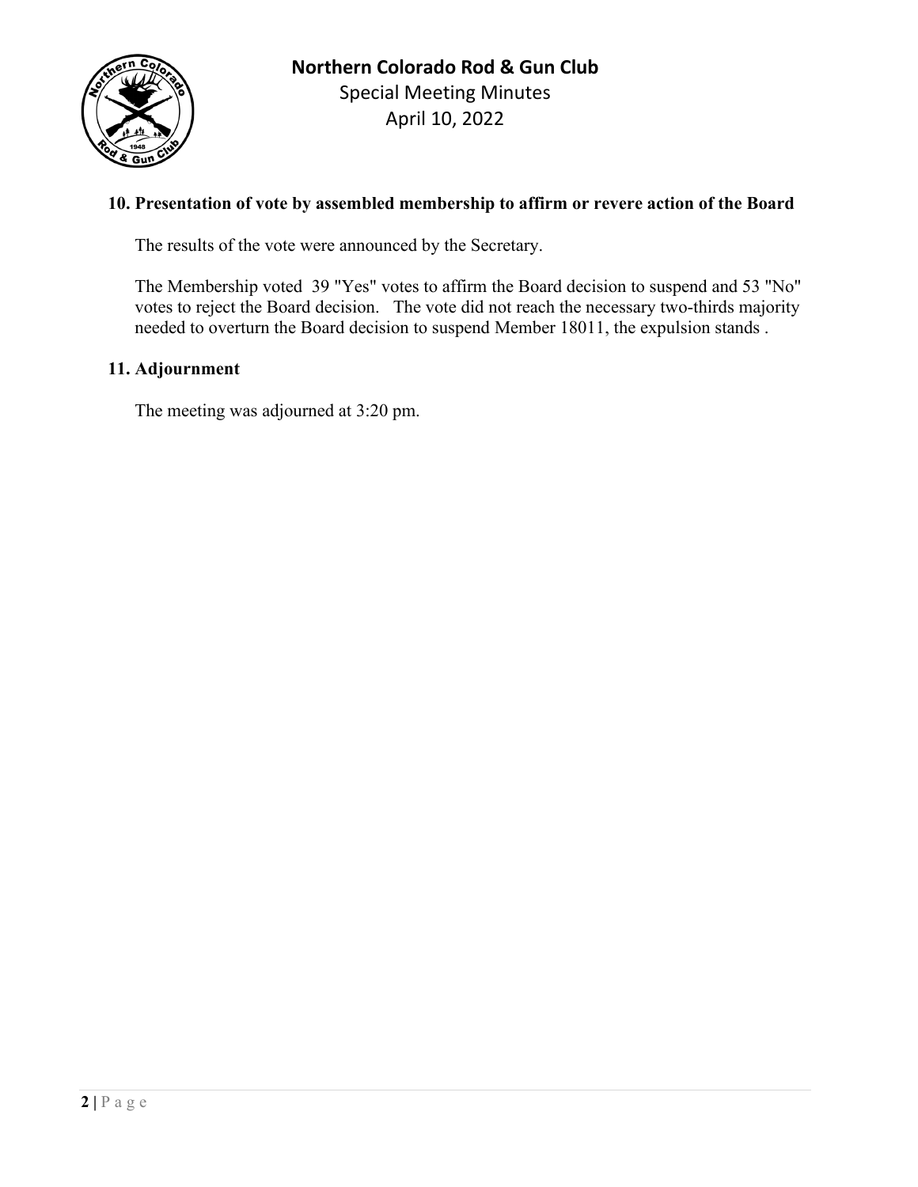**Northern Colorado Rod & Gun Club**
Special Meeting Minutes
April 10, 2022

### 10. Presentation of vote by assembled membership to affirm or revere action of the Board

The results of the vote were announced by the Secretary.

The Membership voted 39 "Yes" votes to affirm the Board decision to suspend and 53 "No" votes to reject the Board decision. The vote did not reach the necessary two-thirds majority needed to overturn the Board decision to suspend Member 18011, the expulsion stands .

### 11. Adjournment

The meeting was adjourned at 3:20 pm.